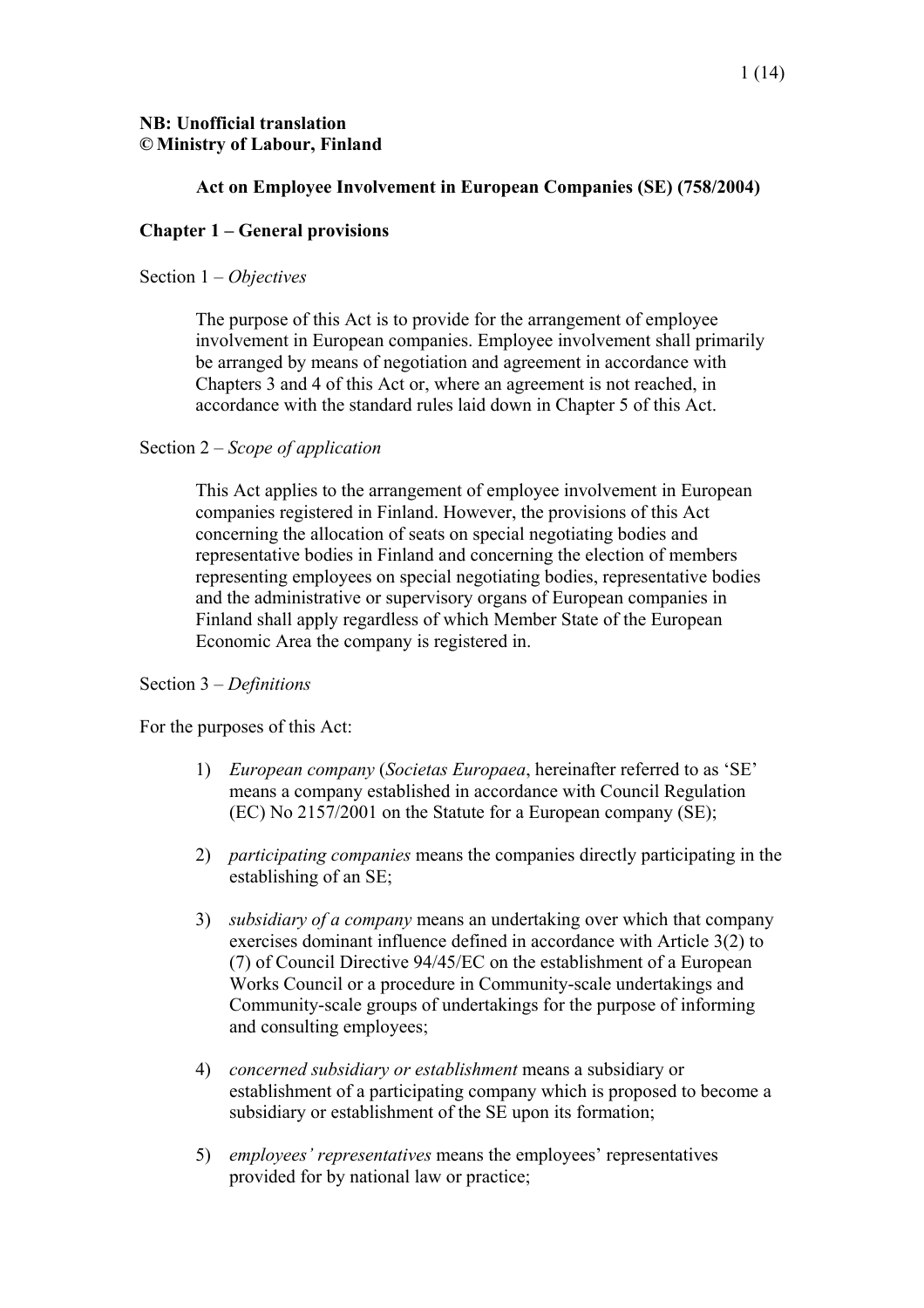**NB: Unofficial translation**
**© Ministry of Labour, Finland**

# Act on Employee Involvement in European Companies (SE) (758/2004)

## Chapter 1 – General provisions

Section 1 – *Objectives*

The purpose of this Act is to provide for the arrangement of employee involvement in European companies. Employee involvement shall primarily be arranged by means of negotiation and agreement in accordance with Chapters 3 and 4 of this Act or, where an agreement is not reached, in accordance with the standard rules laid down in Chapter 5 of this Act.

Section 2 – *Scope of application*

This Act applies to the arrangement of employee involvement in European companies registered in Finland. However, the provisions of this Act concerning the allocation of seats on special negotiating bodies and representative bodies in Finland and concerning the election of members representing employees on special negotiating bodies, representative bodies and the administrative or supervisory organs of European companies in Finland shall apply regardless of which Member State of the European Economic Area the company is registered in.

Section 3 – *Definitions*

For the purposes of this Act:

1) *European company* (*Societas Europaea*, hereinafter referred to as 'SE' means a company established in accordance with Council Regulation (EC) No 2157/2001 on the Statute for a European company (SE);

2) *participating companies* means the companies directly participating in the establishing of an SE;

3) *subsidiary of a company* means an undertaking over which that company exercises dominant influence defined in accordance with Article 3(2) to (7) of Council Directive 94/45/EC on the establishment of a European Works Council or a procedure in Community-scale undertakings and Community-scale groups of undertakings for the purpose of informing and consulting employees;

4) *concerned subsidiary or establishment* means a subsidiary or establishment of a participating company which is proposed to become a subsidiary or establishment of the SE upon its formation;

5) *employees' representatives* means the employees' representatives provided for by national law or practice;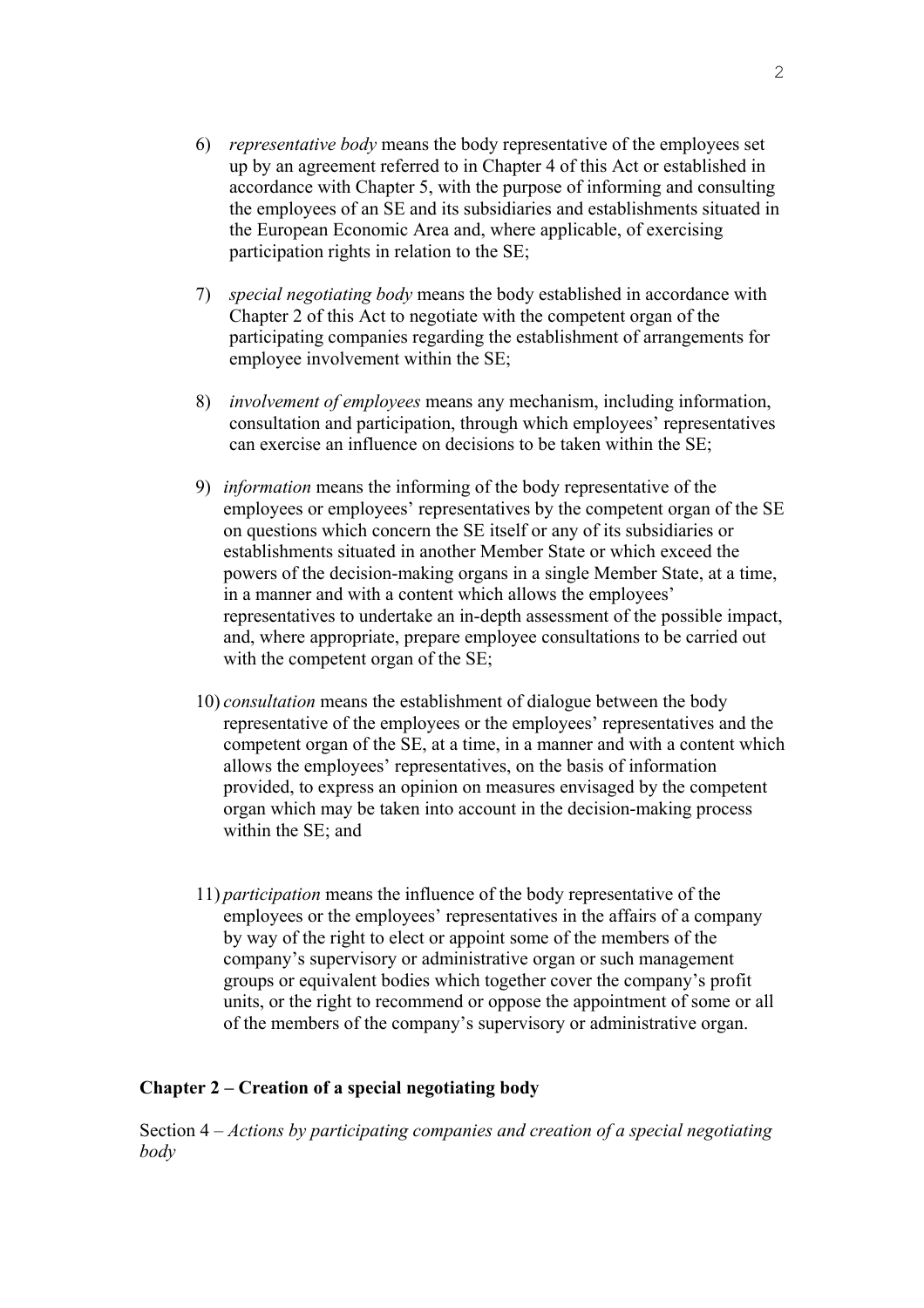6) *representative body* means the body representative of the employees set up by an agreement referred to in Chapter 4 of this Act or established in accordance with Chapter 5, with the purpose of informing and consulting the employees of an SE and its subsidiaries and establishments situated in the European Economic Area and, where applicable, of exercising participation rights in relation to the SE;

7) *special negotiating body* means the body established in accordance with Chapter 2 of this Act to negotiate with the competent organ of the participating companies regarding the establishment of arrangements for employee involvement within the SE;

8) *involvement of employees* means any mechanism, including information, consultation and participation, through which employees' representatives can exercise an influence on decisions to be taken within the SE;

9) *information* means the informing of the body representative of the employees or employees' representatives by the competent organ of the SE on questions which concern the SE itself or any of its subsidiaries or establishments situated in another Member State or which exceed the powers of the decision-making organs in a single Member State, at a time, in a manner and with a content which allows the employees' representatives to undertake an in-depth assessment of the possible impact, and, where appropriate, prepare employee consultations to be carried out with the competent organ of the SE;

10) *consultation* means the establishment of dialogue between the body representative of the employees or the employees' representatives and the competent organ of the SE, at a time, in a manner and with a content which allows the employees' representatives, on the basis of information provided, to express an opinion on measures envisaged by the competent organ which may be taken into account in the decision-making process within the SE; and

11) *participation* means the influence of the body representative of the employees or the employees' representatives in the affairs of a company by way of the right to elect or appoint some of the members of the company's supervisory or administrative organ or such management groups or equivalent bodies which together cover the company's profit units, or the right to recommend or oppose the appointment of some or all of the members of the company's supervisory or administrative organ.

## Chapter 2 – Creation of a special negotiating body

Section 4 – *Actions by participating companies and creation of a special negotiating body*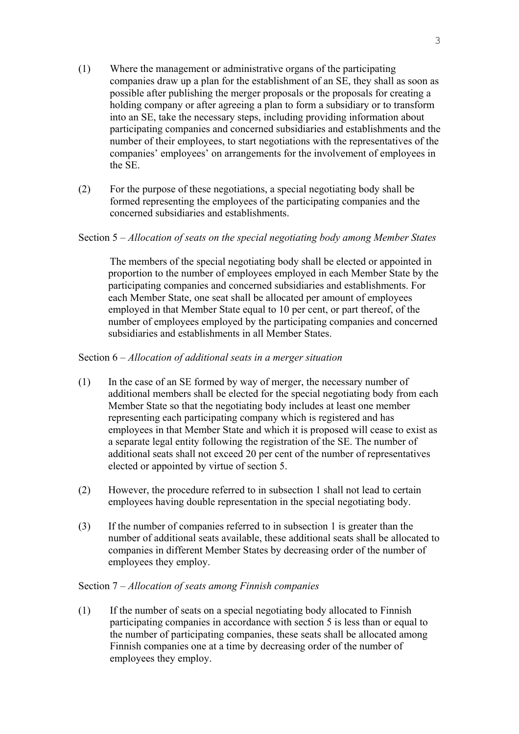(1) Where the management or administrative organs of the participating companies draw up a plan for the establishment of an SE, they shall as soon as possible after publishing the merger proposals or the proposals for creating a holding company or after agreeing a plan to form a subsidiary or to transform into an SE, take the necessary steps, including providing information about participating companies and concerned subsidiaries and establishments and the number of their employees, to start negotiations with the representatives of the companies' employees' on arrangements for the involvement of employees in the SE.

(2) For the purpose of these negotiations, a special negotiating body shall be formed representing the employees of the participating companies and the concerned subsidiaries and establishments.

Section 5 – *Allocation of seats on the special negotiating body among Member States*

The members of the special negotiating body shall be elected or appointed in proportion to the number of employees employed in each Member State by the participating companies and concerned subsidiaries and establishments. For each Member State, one seat shall be allocated per amount of employees employed in that Member State equal to 10 per cent, or part thereof, of the number of employees employed by the participating companies and concerned subsidiaries and establishments in all Member States.

Section 6 – *Allocation of additional seats in a merger situation*

(1) In the case of an SE formed by way of merger, the necessary number of additional members shall be elected for the special negotiating body from each Member State so that the negotiating body includes at least one member representing each participating company which is registered and has employees in that Member State and which it is proposed will cease to exist as a separate legal entity following the registration of the SE. The number of additional seats shall not exceed 20 per cent of the number of representatives elected or appointed by virtue of section 5.

(2) However, the procedure referred to in subsection 1 shall not lead to certain employees having double representation in the special negotiating body.

(3) If the number of companies referred to in subsection 1 is greater than the number of additional seats available, these additional seats shall be allocated to companies in different Member States by decreasing order of the number of employees they employ.

Section 7 – *Allocation of seats among Finnish companies*

(1) If the number of seats on a special negotiating body allocated to Finnish participating companies in accordance with section 5 is less than or equal to the number of participating companies, these seats shall be allocated among Finnish companies one at a time by decreasing order of the number of employees they employ.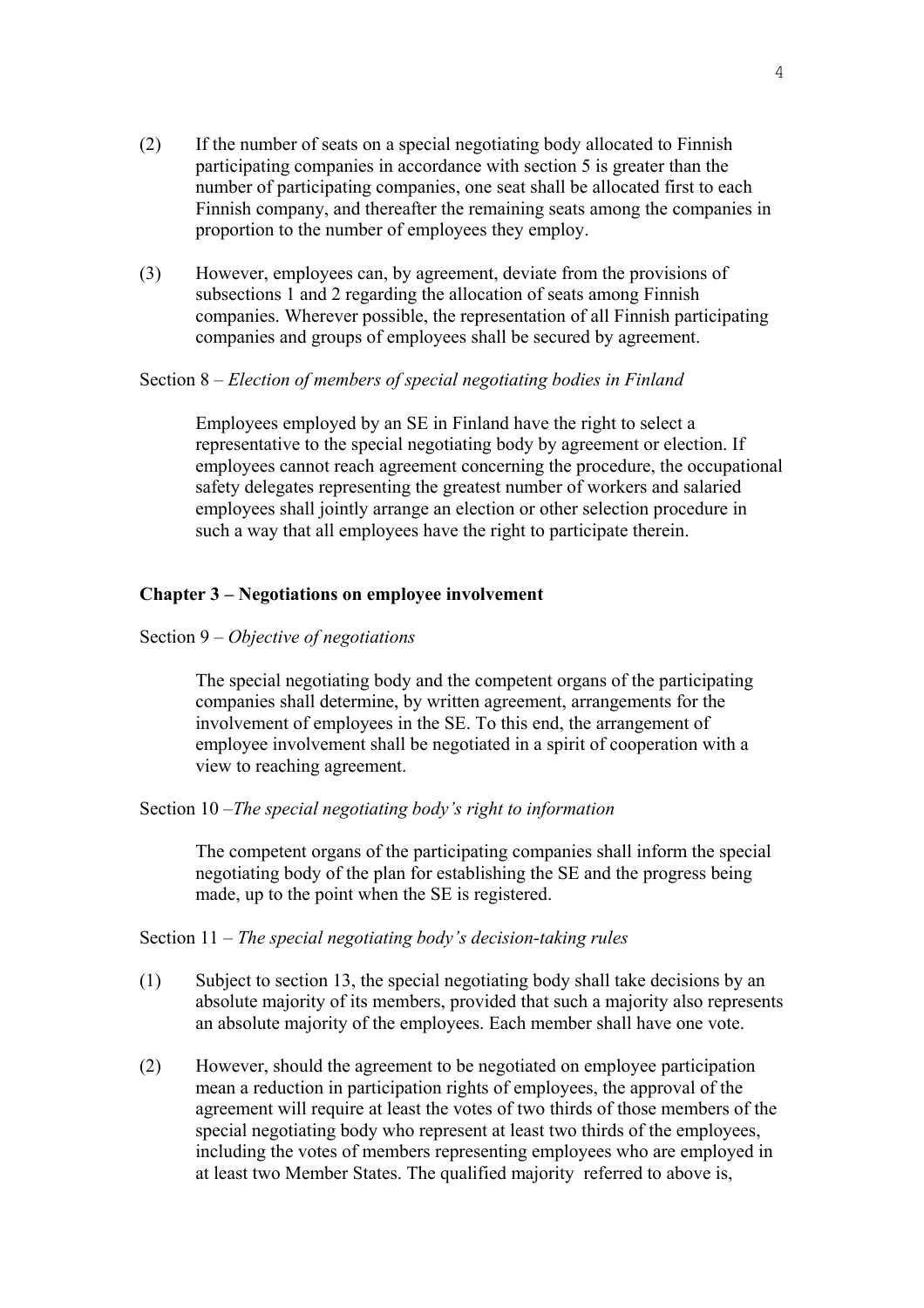(2) If the number of seats on a special negotiating body allocated to Finnish participating companies in accordance with section 5 is greater than the number of participating companies, one seat shall be allocated first to each Finnish company, and thereafter the remaining seats among the companies in proportion to the number of employees they employ.

(3) However, employees can, by agreement, deviate from the provisions of subsections 1 and 2 regarding the allocation of seats among Finnish companies. Wherever possible, the representation of all Finnish participating companies and groups of employees shall be secured by agreement.

Section 8 – *Election of members of special negotiating bodies in Finland*

Employees employed by an SE in Finland have the right to select a representative to the special negotiating body by agreement or election. If employees cannot reach agreement concerning the procedure, the occupational safety delegates representing the greatest number of workers and salaried employees shall jointly arrange an election or other selection procedure in such a way that all employees have the right to participate therein.

## Chapter 3 – Negotiations on employee involvement

Section 9 – *Objective of negotiations*

The special negotiating body and the competent organs of the participating companies shall determine, by written agreement, arrangements for the involvement of employees in the SE. To this end, the arrangement of employee involvement shall be negotiated in a spirit of cooperation with a view to reaching agreement.

Section 10 –*The special negotiating body's right to information*

The competent organs of the participating companies shall inform the special negotiating body of the plan for establishing the SE and the progress being made, up to the point when the SE is registered.

Section 11 – *The special negotiating body's decision-taking rules*

(1) Subject to section 13, the special negotiating body shall take decisions by an absolute majority of its members, provided that such a majority also represents an absolute majority of the employees. Each member shall have one vote.

(2) However, should the agreement to be negotiated on employee participation mean a reduction in participation rights of employees, the approval of the agreement will require at least the votes of two thirds of those members of the special negotiating body who represent at least two thirds of the employees, including the votes of members representing employees who are employed in at least two Member States. The qualified majority referred to above is,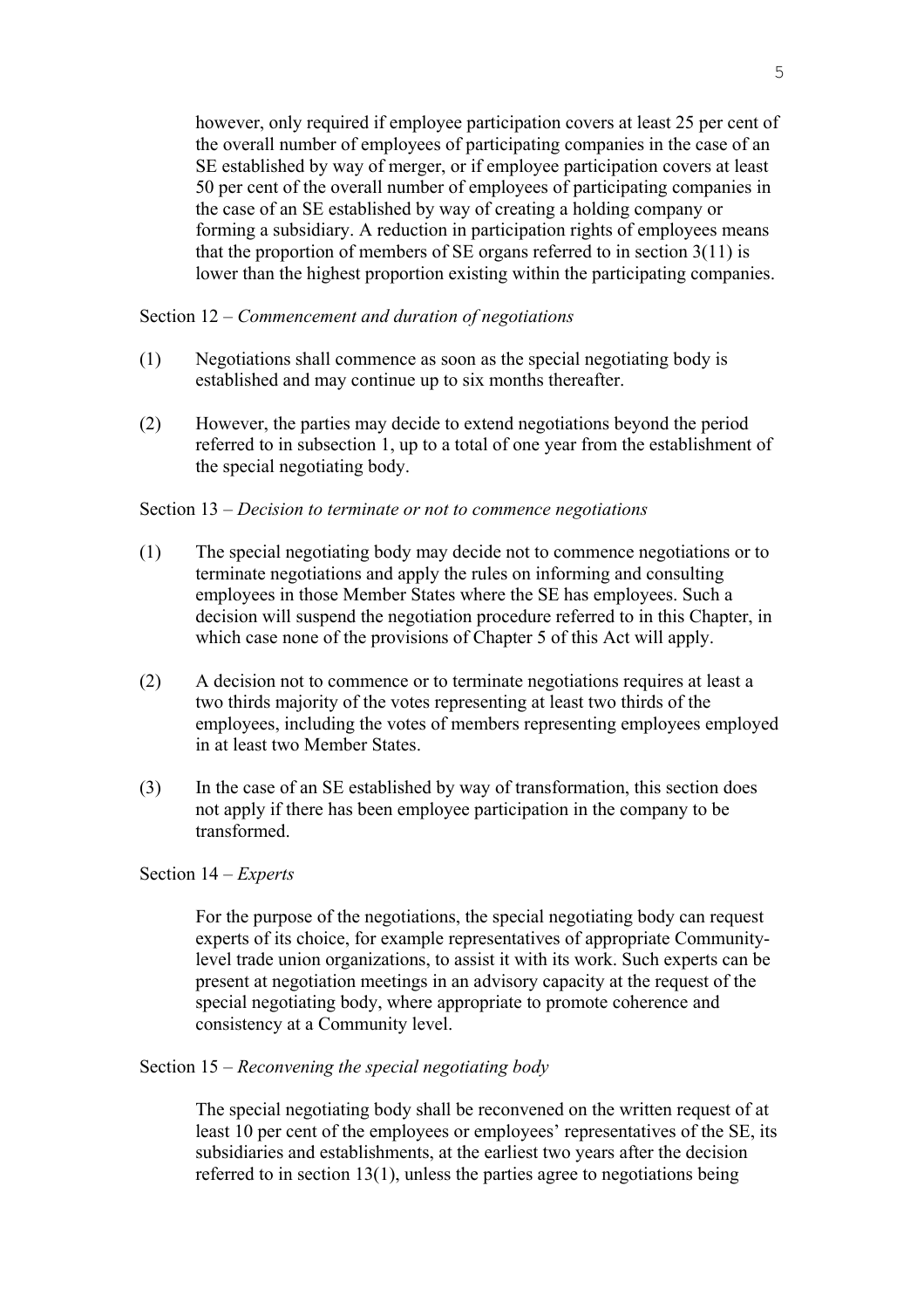however, only required if employee participation covers at least 25 per cent of the overall number of employees of participating companies in the case of an SE established by way of merger, or if employee participation covers at least 50 per cent of the overall number of employees of participating companies in the case of an SE established by way of creating a holding company or forming a subsidiary. A reduction in participation rights of employees means that the proportion of members of SE organs referred to in section 3(11) is lower than the highest proportion existing within the participating companies.

Section 12 – *Commencement and duration of negotiations*

(1) Negotiations shall commence as soon as the special negotiating body is established and may continue up to six months thereafter.

(2) However, the parties may decide to extend negotiations beyond the period referred to in subsection 1, up to a total of one year from the establishment of the special negotiating body.

Section 13 – *Decision to terminate or not to commence negotiations*

(1) The special negotiating body may decide not to commence negotiations or to terminate negotiations and apply the rules on informing and consulting employees in those Member States where the SE has employees. Such a decision will suspend the negotiation procedure referred to in this Chapter, in which case none of the provisions of Chapter 5 of this Act will apply.

(2) A decision not to commence or to terminate negotiations requires at least a two thirds majority of the votes representing at least two thirds of the employees, including the votes of members representing employees employed in at least two Member States.

(3) In the case of an SE established by way of transformation, this section does not apply if there has been employee participation in the company to be transformed.

Section 14 – *Experts*

For the purpose of the negotiations, the special negotiating body can request experts of its choice, for example representatives of appropriate Community-level trade union organizations, to assist it with its work. Such experts can be present at negotiation meetings in an advisory capacity at the request of the special negotiating body, where appropriate to promote coherence and consistency at a Community level.

Section 15 – *Reconvening the special negotiating body*

The special negotiating body shall be reconvened on the written request of at least 10 per cent of the employees or employees' representatives of the SE, its subsidiaries and establishments, at the earliest two years after the decision referred to in section 13(1), unless the parties agree to negotiations being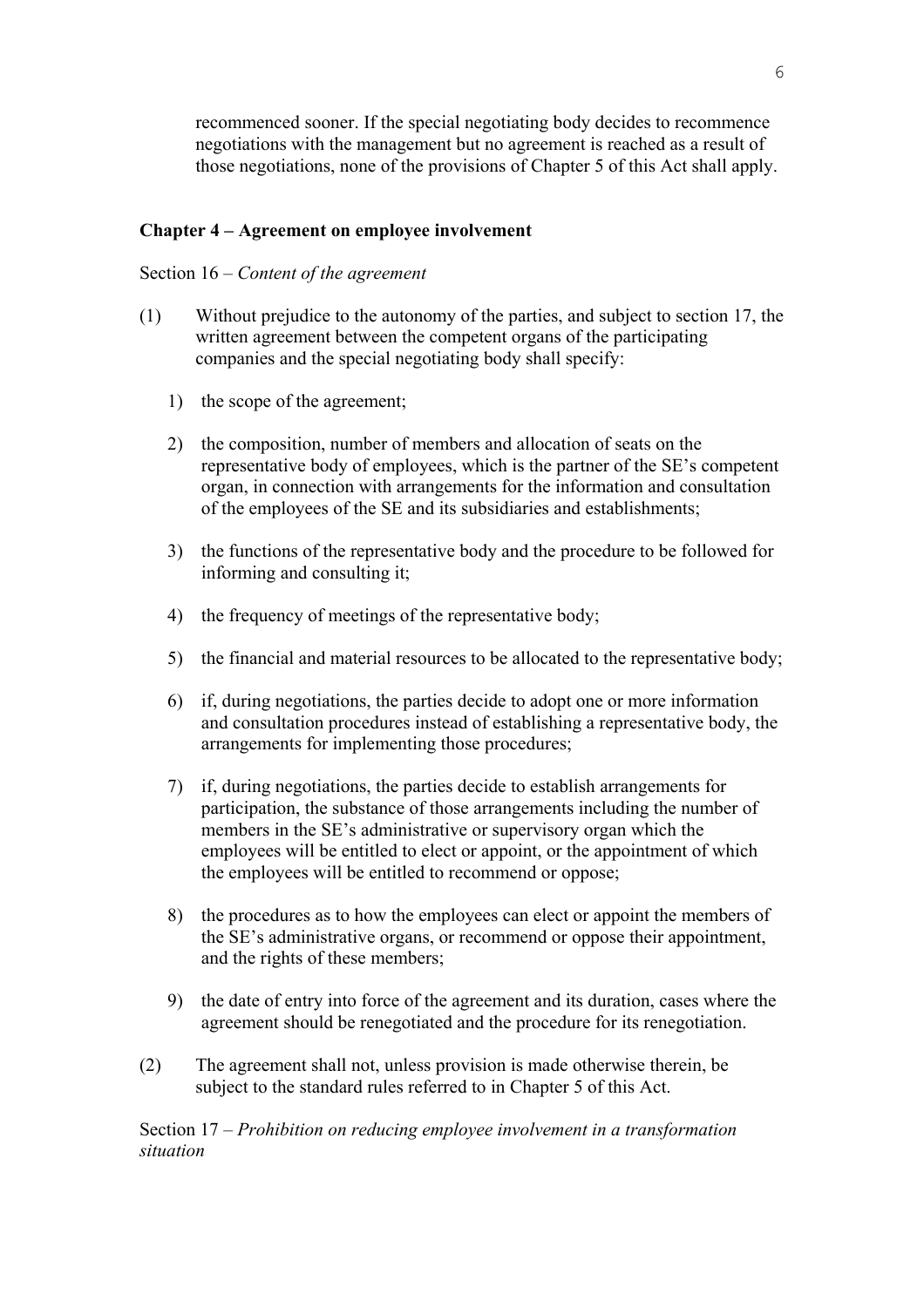recommenced sooner. If the special negotiating body decides to recommence negotiations with the management but no agreement is reached as a result of those negotiations, none of the provisions of Chapter 5 of this Act shall apply.

## Chapter 4 – Agreement on employee involvement

Section 16 – *Content of the agreement*

(1) Without prejudice to the autonomy of the parties, and subject to section 17, the written agreement between the competent organs of the participating companies and the special negotiating body shall specify:

1) the scope of the agreement;

2) the composition, number of members and allocation of seats on the representative body of employees, which is the partner of the SE's competent organ, in connection with arrangements for the information and consultation of the employees of the SE and its subsidiaries and establishments;

3) the functions of the representative body and the procedure to be followed for informing and consulting it;

4) the frequency of meetings of the representative body;

5) the financial and material resources to be allocated to the representative body;

6) if, during negotiations, the parties decide to adopt one or more information and consultation procedures instead of establishing a representative body, the arrangements for implementing those procedures;

7) if, during negotiations, the parties decide to establish arrangements for participation, the substance of those arrangements including the number of members in the SE's administrative or supervisory organ which the employees will be entitled to elect or appoint, or the appointment of which the employees will be entitled to recommend or oppose;

8) the procedures as to how the employees can elect or appoint the members of the SE's administrative organs, or recommend or oppose their appointment, and the rights of these members;

9) the date of entry into force of the agreement and its duration, cases where the agreement should be renegotiated and the procedure for its renegotiation.

(2) The agreement shall not, unless provision is made otherwise therein, be subject to the standard rules referred to in Chapter 5 of this Act.

Section 17 – *Prohibition on reducing employee involvement in a transformation situation*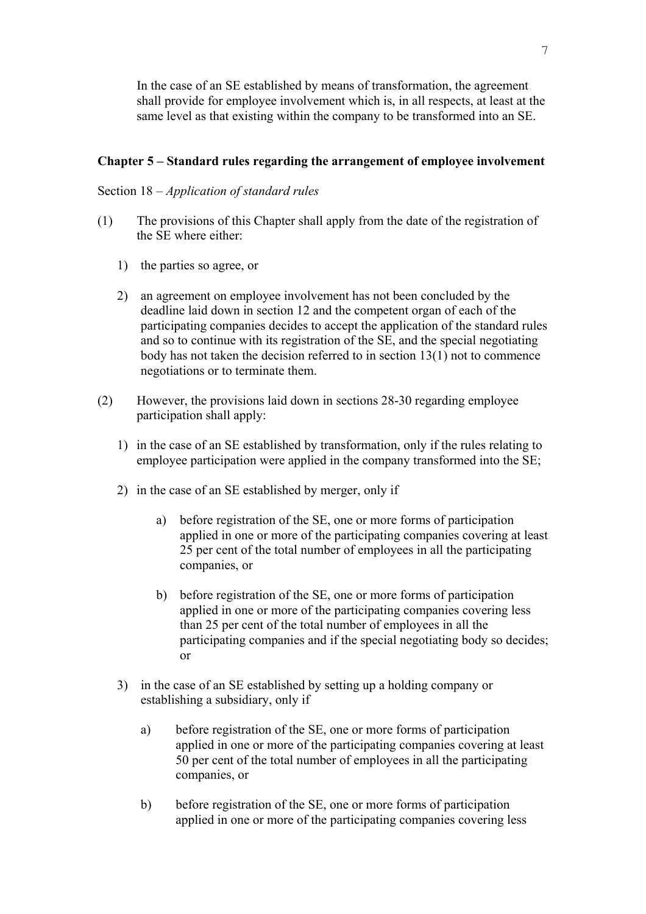In the case of an SE established by means of transformation, the agreement shall provide for employee involvement which is, in all respects, at least at the same level as that existing within the company to be transformed into an SE.

## Chapter 5 – Standard rules regarding the arrangement of employee involvement

Section 18 – *Application of standard rules*

(1) The provisions of this Chapter shall apply from the date of the registration of the SE where either:

1) the parties so agree, or

2) an agreement on employee involvement has not been concluded by the deadline laid down in section 12 and the competent organ of each of the participating companies decides to accept the application of the standard rules and so to continue with its registration of the SE, and the special negotiating body has not taken the decision referred to in section 13(1) not to commence negotiations or to terminate them.

(2) However, the provisions laid down in sections 28-30 regarding employee participation shall apply:

1) in the case of an SE established by transformation, only if the rules relating to employee participation were applied in the company transformed into the SE;

2) in the case of an SE established by merger, only if

   a) before registration of the SE, one or more forms of participation applied in one or more of the participating companies covering at least 25 per cent of the total number of employees in all the participating companies, or

   b) before registration of the SE, one or more forms of participation applied in one or more of the participating companies covering less than 25 per cent of the total number of employees in all the participating companies and if the special negotiating body so decides; or

3) in the case of an SE established by setting up a holding company or establishing a subsidiary, only if

   a) before registration of the SE, one or more forms of participation applied in one or more of the participating companies covering at least 50 per cent of the total number of employees in all the participating companies, or

   b) before registration of the SE, one or more forms of participation applied in one or more of the participating companies covering less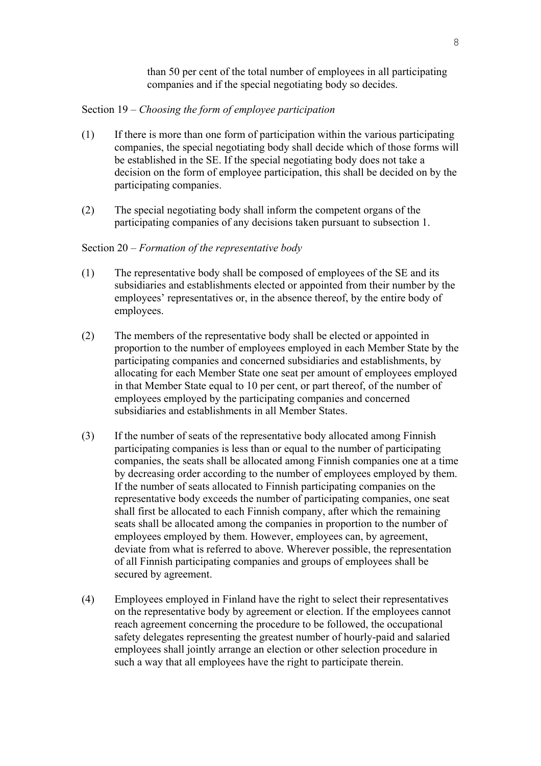than 50 per cent of the total number of employees in all participating companies and if the special negotiating body so decides.

Section 19 – *Choosing the form of employee participation*

(1) If there is more than one form of participation within the various participating companies, the special negotiating body shall decide which of those forms will be established in the SE. If the special negotiating body does not take a decision on the form of employee participation, this shall be decided on by the participating companies.

(2) The special negotiating body shall inform the competent organs of the participating companies of any decisions taken pursuant to subsection 1.

Section 20 – *Formation of the representative body*

(1) The representative body shall be composed of employees of the SE and its subsidiaries and establishments elected or appointed from their number by the employees' representatives or, in the absence thereof, by the entire body of employees.

(2) The members of the representative body shall be elected or appointed in proportion to the number of employees employed in each Member State by the participating companies and concerned subsidiaries and establishments, by allocating for each Member State one seat per amount of employees employed in that Member State equal to 10 per cent, or part thereof, of the number of employees employed by the participating companies and concerned subsidiaries and establishments in all Member States.

(3) If the number of seats of the representative body allocated among Finnish participating companies is less than or equal to the number of participating companies, the seats shall be allocated among Finnish companies one at a time by decreasing order according to the number of employees employed by them. If the number of seats allocated to Finnish participating companies on the representative body exceeds the number of participating companies, one seat shall first be allocated to each Finnish company, after which the remaining seats shall be allocated among the companies in proportion to the number of employees employed by them. However, employees can, by agreement, deviate from what is referred to above. Wherever possible, the representation of all Finnish participating companies and groups of employees shall be secured by agreement.

(4) Employees employed in Finland have the right to select their representatives on the representative body by agreement or election. If the employees cannot reach agreement concerning the procedure to be followed, the occupational safety delegates representing the greatest number of hourly-paid and salaried employees shall jointly arrange an election or other selection procedure in such a way that all employees have the right to participate therein.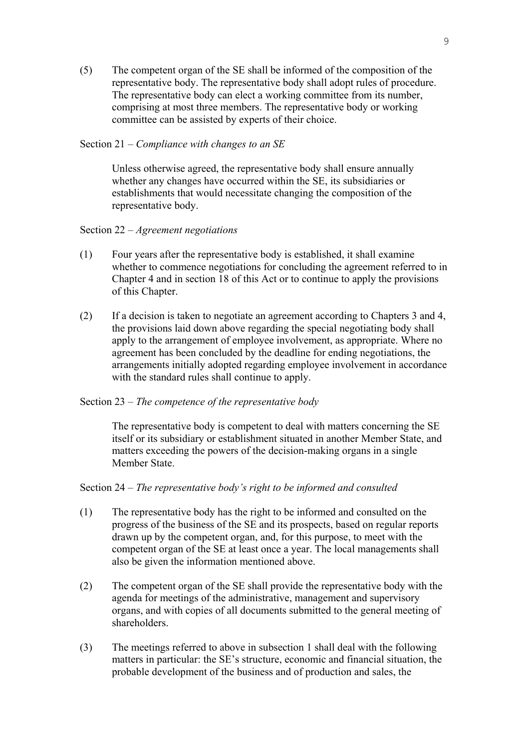(5) The competent organ of the SE shall be informed of the composition of the representative body. The representative body shall adopt rules of procedure. The representative body can elect a working committee from its number, comprising at most three members. The representative body or working committee can be assisted by experts of their choice.

Section 21 – *Compliance with changes to an SE*

Unless otherwise agreed, the representative body shall ensure annually whether any changes have occurred within the SE, its subsidiaries or establishments that would necessitate changing the composition of the representative body.

Section 22 – *Agreement negotiations*

(1) Four years after the representative body is established, it shall examine whether to commence negotiations for concluding the agreement referred to in Chapter 4 and in section 18 of this Act or to continue to apply the provisions of this Chapter.

(2) If a decision is taken to negotiate an agreement according to Chapters 3 and 4, the provisions laid down above regarding the special negotiating body shall apply to the arrangement of employee involvement, as appropriate. Where no agreement has been concluded by the deadline for ending negotiations, the arrangements initially adopted regarding employee involvement in accordance with the standard rules shall continue to apply.

Section 23 – *The competence of the representative body*

The representative body is competent to deal with matters concerning the SE itself or its subsidiary or establishment situated in another Member State, and matters exceeding the powers of the decision-making organs in a single Member State.

Section 24 – *The representative body's right to be informed and consulted*

(1) The representative body has the right to be informed and consulted on the progress of the business of the SE and its prospects, based on regular reports drawn up by the competent organ, and, for this purpose, to meet with the competent organ of the SE at least once a year. The local managements shall also be given the information mentioned above.

(2) The competent organ of the SE shall provide the representative body with the agenda for meetings of the administrative, management and supervisory organs, and with copies of all documents submitted to the general meeting of shareholders.

(3) The meetings referred to above in subsection 1 shall deal with the following matters in particular: the SE's structure, economic and financial situation, the probable development of the business and of production and sales, the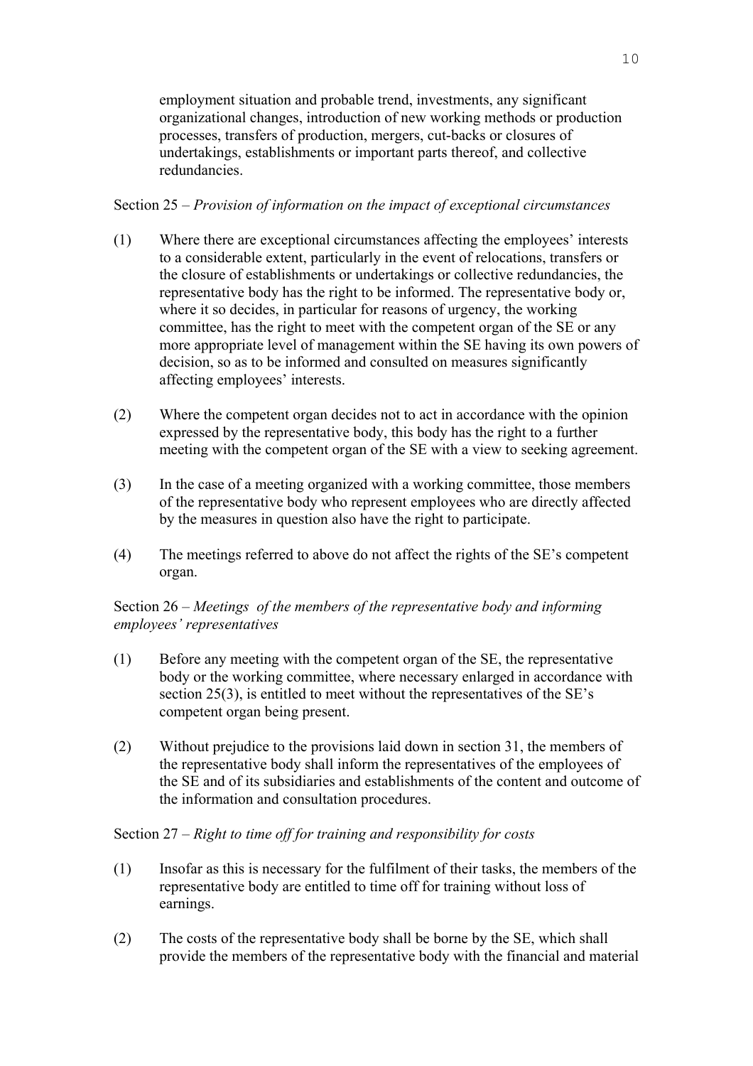employment situation and probable trend, investments, any significant organizational changes, introduction of new working methods or production processes, transfers of production, mergers, cut-backs or closures of undertakings, establishments or important parts thereof, and collective redundancies.

Section 25 – *Provision of information on the impact of exceptional circumstances*

(1) Where there are exceptional circumstances affecting the employees' interests to a considerable extent, particularly in the event of relocations, transfers or the closure of establishments or undertakings or collective redundancies, the representative body has the right to be informed. The representative body or, where it so decides, in particular for reasons of urgency, the working committee, has the right to meet with the competent organ of the SE or any more appropriate level of management within the SE having its own powers of decision, so as to be informed and consulted on measures significantly affecting employees' interests.

(2) Where the competent organ decides not to act in accordance with the opinion expressed by the representative body, this body has the right to a further meeting with the competent organ of the SE with a view to seeking agreement.

(3) In the case of a meeting organized with a working committee, those members of the representative body who represent employees who are directly affected by the measures in question also have the right to participate.

(4) The meetings referred to above do not affect the rights of the SE's competent organ.

Section 26 – *Meetings of the members of the representative body and informing employees' representatives*

(1) Before any meeting with the competent organ of the SE, the representative body or the working committee, where necessary enlarged in accordance with section 25(3), is entitled to meet without the representatives of the SE's competent organ being present.

(2) Without prejudice to the provisions laid down in section 31, the members of the representative body shall inform the representatives of the employees of the SE and of its subsidiaries and establishments of the content and outcome of the information and consultation procedures.

Section 27 – *Right to time off for training and responsibility for costs*

(1) Insofar as this is necessary for the fulfilment of their tasks, the members of the representative body are entitled to time off for training without loss of earnings.

(2) The costs of the representative body shall be borne by the SE, which shall provide the members of the representative body with the financial and material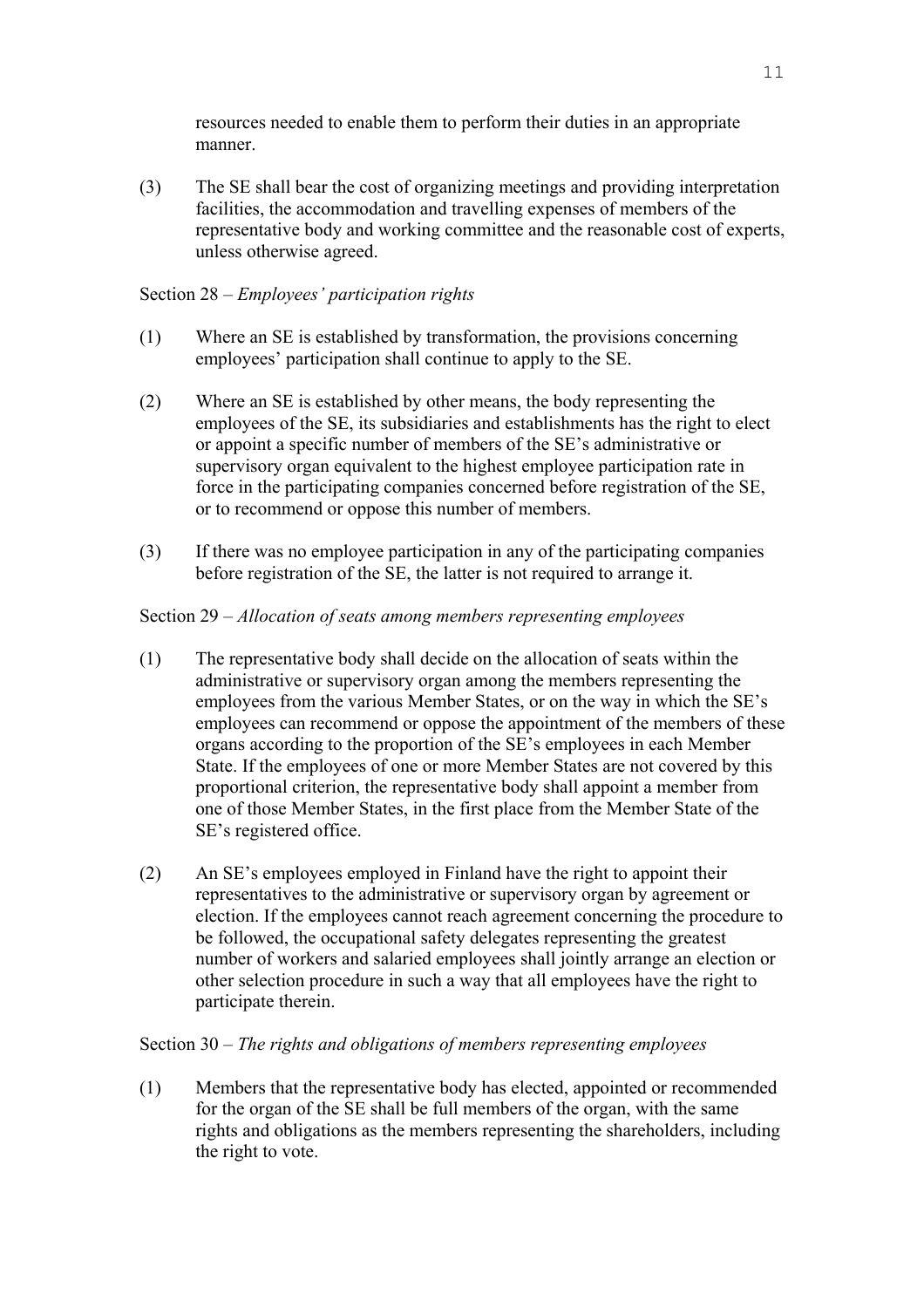resources needed to enable them to perform their duties in an appropriate manner.

(3) The SE shall bear the cost of organizing meetings and providing interpretation facilities, the accommodation and travelling expenses of members of the representative body and working committee and the reasonable cost of experts, unless otherwise agreed.

Section 28 – *Employees' participation rights*

(1) Where an SE is established by transformation, the provisions concerning employees' participation shall continue to apply to the SE.

(2) Where an SE is established by other means, the body representing the employees of the SE, its subsidiaries and establishments has the right to elect or appoint a specific number of members of the SE's administrative or supervisory organ equivalent to the highest employee participation rate in force in the participating companies concerned before registration of the SE, or to recommend or oppose this number of members.

(3) If there was no employee participation in any of the participating companies before registration of the SE, the latter is not required to arrange it.

Section 29 – *Allocation of seats among members representing employees*

(1) The representative body shall decide on the allocation of seats within the administrative or supervisory organ among the members representing the employees from the various Member States, or on the way in which the SE's employees can recommend or oppose the appointment of the members of these organs according to the proportion of the SE's employees in each Member State. If the employees of one or more Member States are not covered by this proportional criterion, the representative body shall appoint a member from one of those Member States, in the first place from the Member State of the SE's registered office.

(2) An SE's employees employed in Finland have the right to appoint their representatives to the administrative or supervisory organ by agreement or election. If the employees cannot reach agreement concerning the procedure to be followed, the occupational safety delegates representing the greatest number of workers and salaried employees shall jointly arrange an election or other selection procedure in such a way that all employees have the right to participate therein.

Section 30 – *The rights and obligations of members representing employees*

(1) Members that the representative body has elected, appointed or recommended for the organ of the SE shall be full members of the organ, with the same rights and obligations as the members representing the shareholders, including the right to vote.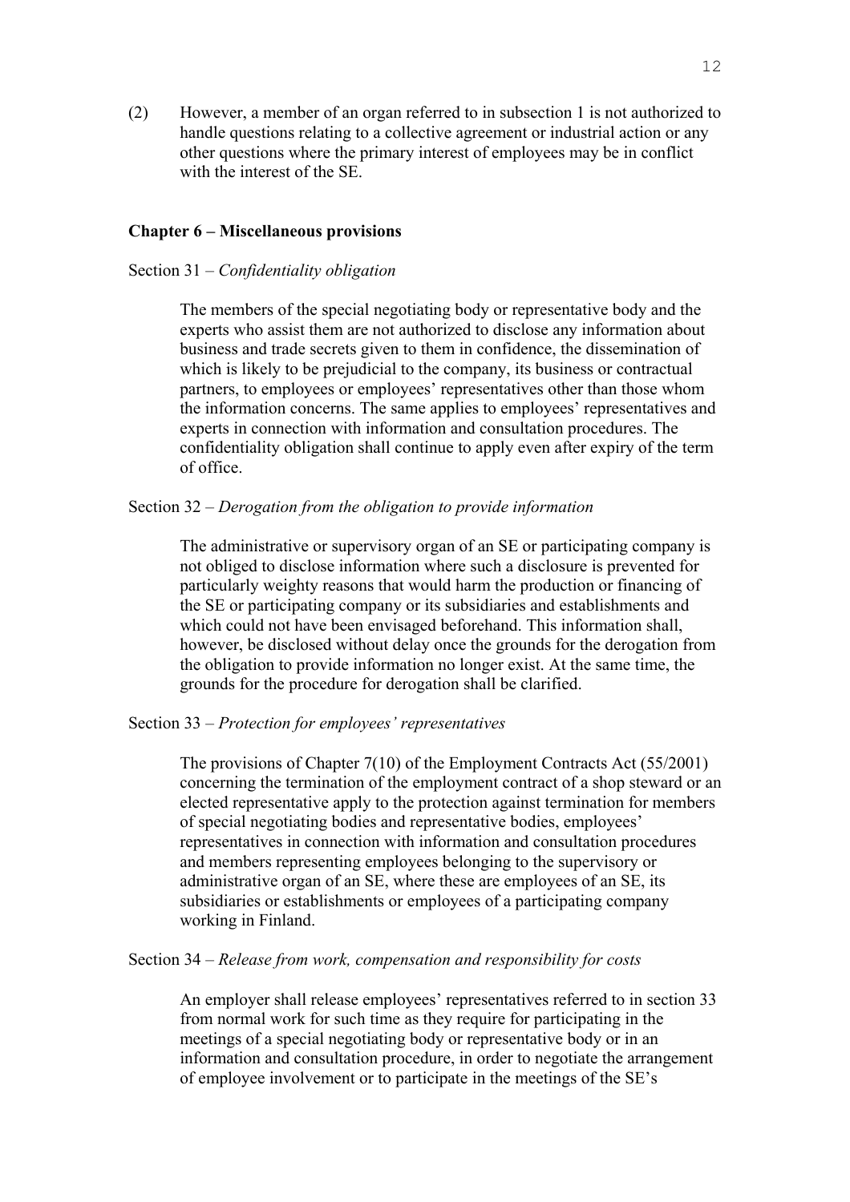(2) However, a member of an organ referred to in subsection 1 is not authorized to handle questions relating to a collective agreement or industrial action or any other questions where the primary interest of employees may be in conflict with the interest of the SE.

## Chapter 6 – Miscellaneous provisions

Section 31 – *Confidentiality obligation*

The members of the special negotiating body or representative body and the experts who assist them are not authorized to disclose any information about business and trade secrets given to them in confidence, the dissemination of which is likely to be prejudicial to the company, its business or contractual partners, to employees or employees' representatives other than those whom the information concerns. The same applies to employees' representatives and experts in connection with information and consultation procedures. The confidentiality obligation shall continue to apply even after expiry of the term of office.

Section 32 – *Derogation from the obligation to provide information*

The administrative or supervisory organ of an SE or participating company is not obliged to disclose information where such a disclosure is prevented for particularly weighty reasons that would harm the production or financing of the SE or participating company or its subsidiaries and establishments and which could not have been envisaged beforehand. This information shall, however, be disclosed without delay once the grounds for the derogation from the obligation to provide information no longer exist. At the same time, the grounds for the procedure for derogation shall be clarified.

Section 33 – *Protection for employees' representatives*

The provisions of Chapter 7(10) of the Employment Contracts Act (55/2001) concerning the termination of the employment contract of a shop steward or an elected representative apply to the protection against termination for members of special negotiating bodies and representative bodies, employees' representatives in connection with information and consultation procedures and members representing employees belonging to the supervisory or administrative organ of an SE, where these are employees of an SE, its subsidiaries or establishments or employees of a participating company working in Finland.

Section 34 – *Release from work, compensation and responsibility for costs*

An employer shall release employees' representatives referred to in section 33 from normal work for such time as they require for participating in the meetings of a special negotiating body or representative body or in an information and consultation procedure, in order to negotiate the arrangement of employee involvement or to participate in the meetings of the SE's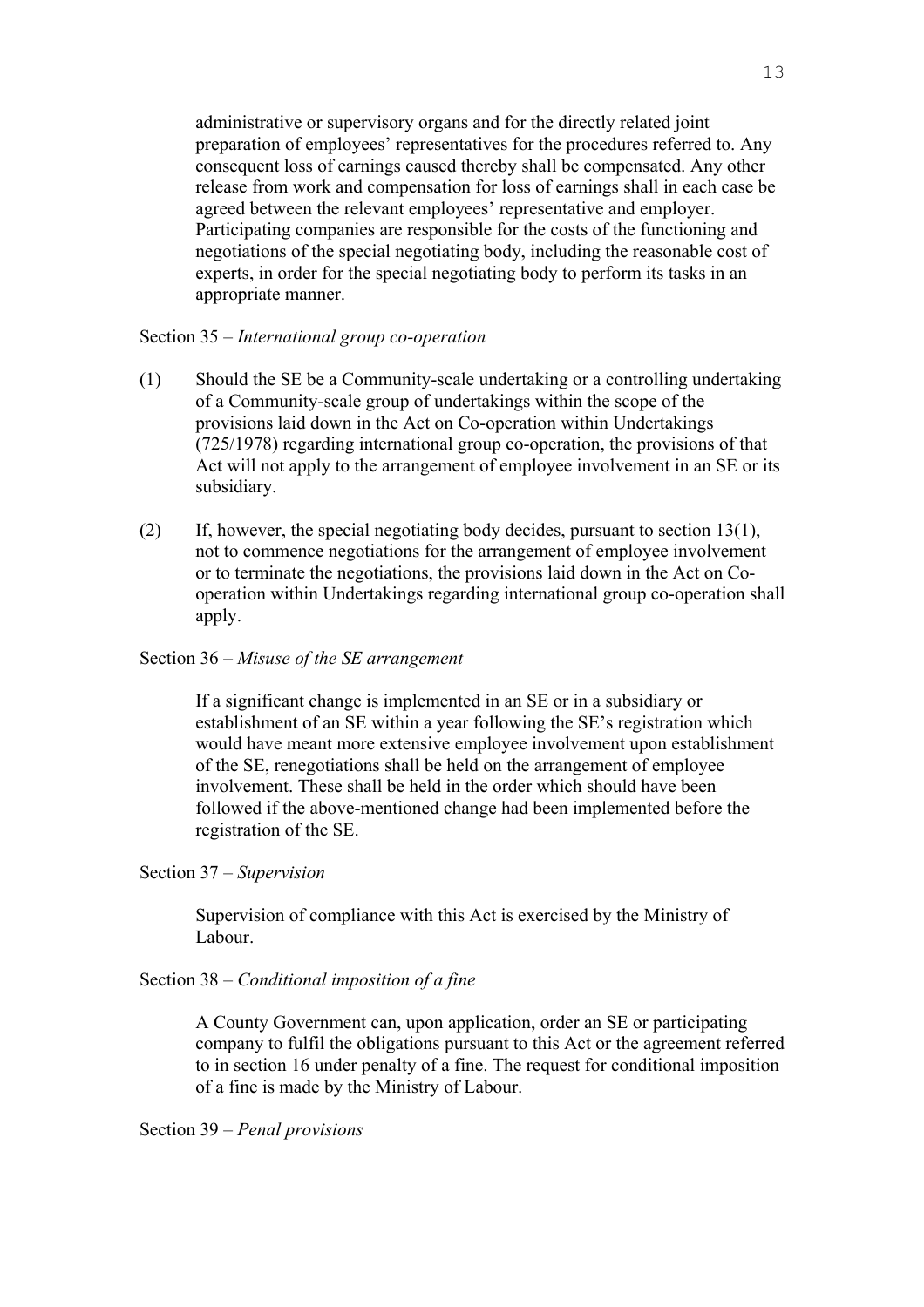administrative or supervisory organs and for the directly related joint preparation of employees' representatives for the procedures referred to. Any consequent loss of earnings caused thereby shall be compensated. Any other release from work and compensation for loss of earnings shall in each case be agreed between the relevant employees' representative and employer. Participating companies are responsible for the costs of the functioning and negotiations of the special negotiating body, including the reasonable cost of experts, in order for the special negotiating body to perform its tasks in an appropriate manner.

Section 35 – *International group co-operation*

(1) Should the SE be a Community-scale undertaking or a controlling undertaking of a Community-scale group of undertakings within the scope of the provisions laid down in the Act on Co-operation within Undertakings (725/1978) regarding international group co-operation, the provisions of that Act will not apply to the arrangement of employee involvement in an SE or its subsidiary.

(2) If, however, the special negotiating body decides, pursuant to section 13(1), not to commence negotiations for the arrangement of employee involvement or to terminate the negotiations, the provisions laid down in the Act on Co-operation within Undertakings regarding international group co-operation shall apply.

Section 36 – *Misuse of the SE arrangement*

If a significant change is implemented in an SE or in a subsidiary or establishment of an SE within a year following the SE's registration which would have meant more extensive employee involvement upon establishment of the SE, renegotiations shall be held on the arrangement of employee involvement. These shall be held in the order which should have been followed if the above-mentioned change had been implemented before the registration of the SE.

Section 37 – *Supervision*

Supervision of compliance with this Act is exercised by the Ministry of Labour.

Section 38 – *Conditional imposition of a fine*

A County Government can, upon application, order an SE or participating company to fulfil the obligations pursuant to this Act or the agreement referred to in section 16 under penalty of a fine. The request for conditional imposition of a fine is made by the Ministry of Labour.

Section 39 – *Penal provisions*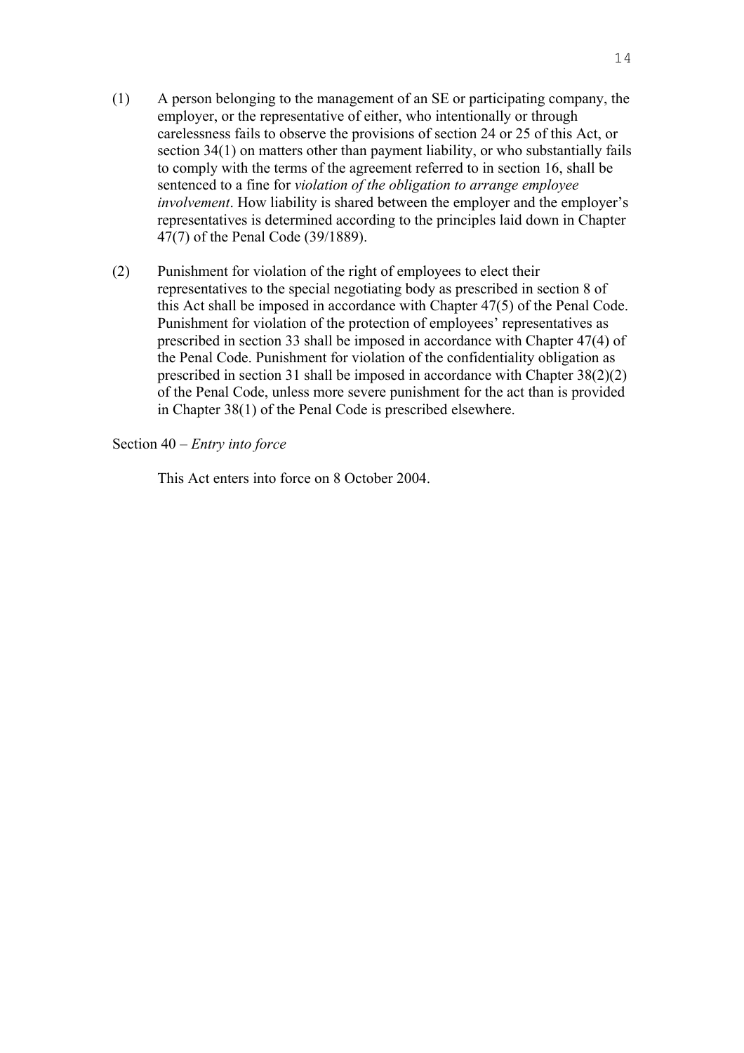(1) A person belonging to the management of an SE or participating company, the employer, or the representative of either, who intentionally or through carelessness fails to observe the provisions of section 24 or 25 of this Act, or section 34(1) on matters other than payment liability, or who substantially fails to comply with the terms of the agreement referred to in section 16, shall be sentenced to a fine for *violation of the obligation to arrange employee involvement*. How liability is shared between the employer and the employer's representatives is determined according to the principles laid down in Chapter 47(7) of the Penal Code (39/1889).

(2) Punishment for violation of the right of employees to elect their representatives to the special negotiating body as prescribed in section 8 of this Act shall be imposed in accordance with Chapter 47(5) of the Penal Code. Punishment for violation of the protection of employees' representatives as prescribed in section 33 shall be imposed in accordance with Chapter 47(4) of the Penal Code. Punishment for violation of the confidentiality obligation as prescribed in section 31 shall be imposed in accordance with Chapter 38(2)(2) of the Penal Code, unless more severe punishment for the act than is provided in Chapter 38(1) of the Penal Code is prescribed elsewhere.

Section 40 – *Entry into force*

This Act enters into force on 8 October 2004.